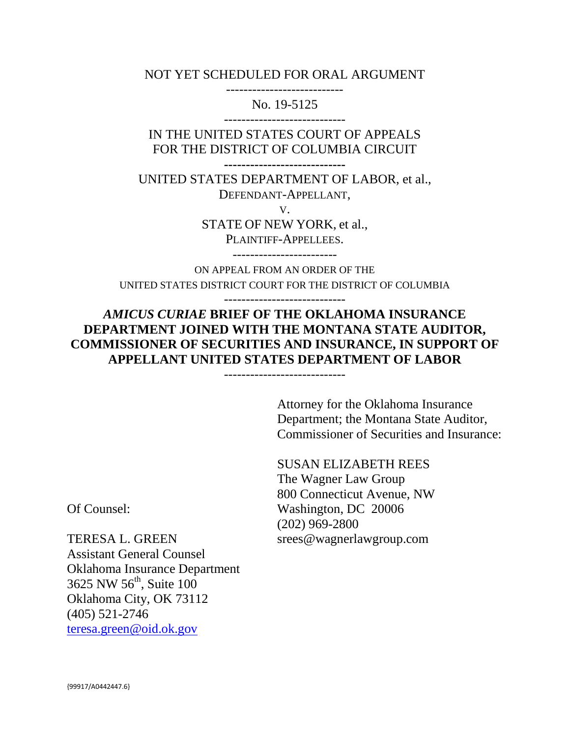NOT YET SCHEDULED FOR ORAL ARGUMENT

---

No. 19-5125

---

IN THE UNITED STATES COURT OF APPEALS
FOR THE DISTRICT OF COLUMBIA CIRCUIT

---

UNITED STATES DEPARTMENT OF LABOR, et al.,
DEFENDANT-APPELLANT,

V.

STATE OF NEW YORK, et al.,
PLAINTIFF-APPELLEES.

---

ON APPEAL FROM AN ORDER OF THE
UNITED STATES DISTRICT COURT FOR THE DISTRICT OF COLUMBIA

---

# *AMICUS CURIAE* BRIEF OF THE OKLAHOMA INSURANCE DEPARTMENT JOINED WITH THE MONTANA STATE AUDITOR, COMMISSIONER OF SECURITIES AND INSURANCE, IN SUPPORT OF APPELLANT UNITED STATES DEPARTMENT OF LABOR

---

Attorney for the Oklahoma Insurance Department; the Montana State Auditor, Commissioner of Securities and Insurance:

SUSAN ELIZABETH REES
The Wagner Law Group
800 Connecticut Avenue, NW
Washington, DC 20006
(202) 969-2800
srees@wagnerlawgroup.com

Of Counsel:

TERESA L. GREEN
Assistant General Counsel
Oklahoma Insurance Department
3625 NW 56th, Suite 100
Oklahoma City, OK 73112
(405) 521-2746
teresa.green@oid.ok.gov

{99917/A0442447.6}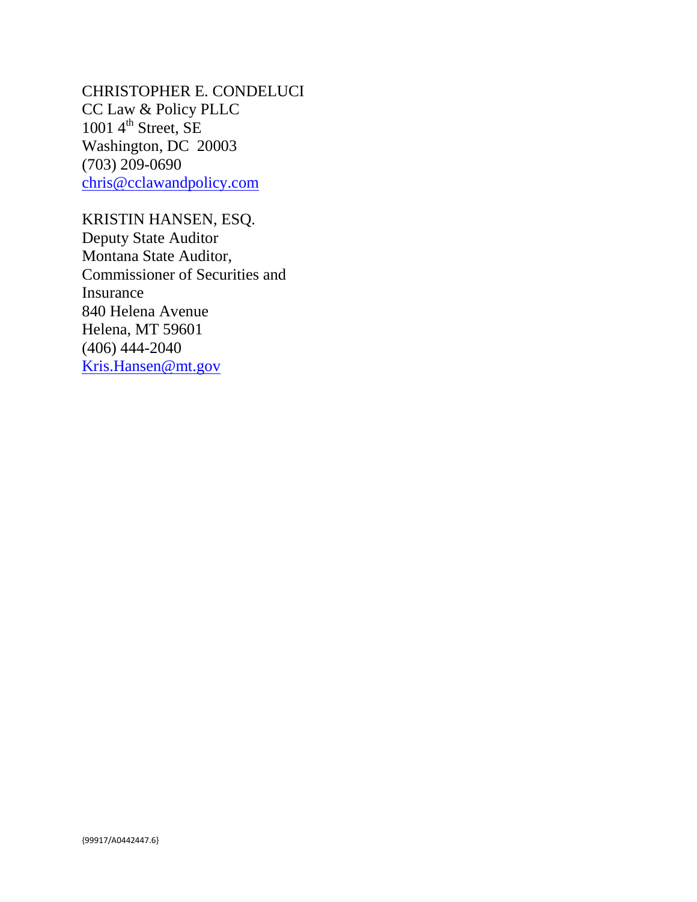CHRISTOPHER E. CONDELUCI
CC Law & Policy PLLC
1001 4th Street, SE
Washington, DC 20003
(703) 209-0690
chris@cclawandpolicy.com

KRISTIN HANSEN, ESQ.
Deputy State Auditor
Montana State Auditor,
Commissioner of Securities and
Insurance
840 Helena Avenue
Helena, MT 59601
(406) 444-2040
Kris.Hansen@mt.gov

{99917/A0442447.6}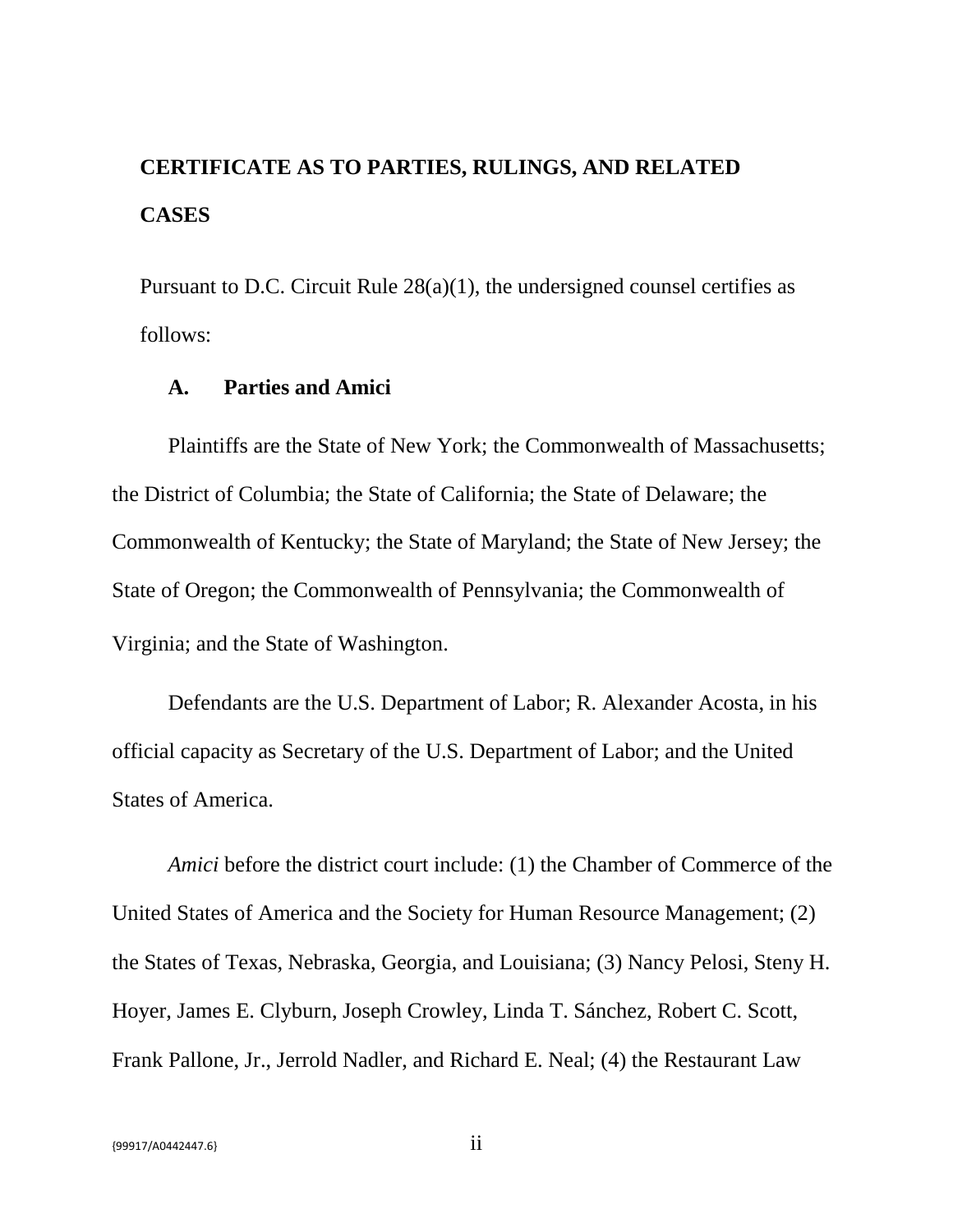# CERTIFICATE AS TO PARTIES, RULINGS, AND RELATED CASES

Pursuant to D.C. Circuit Rule 28(a)(1), the undersigned counsel certifies as follows:

### A. Parties and Amici

Plaintiffs are the State of New York; the Commonwealth of Massachusetts; the District of Columbia; the State of California; the State of Delaware; the Commonwealth of Kentucky; the State of Maryland; the State of New Jersey; the State of Oregon; the Commonwealth of Pennsylvania; the Commonwealth of Virginia; and the State of Washington.

Defendants are the U.S. Department of Labor; R. Alexander Acosta, in his official capacity as Secretary of the U.S. Department of Labor; and the United States of America.

*Amici* before the district court include: (1) the Chamber of Commerce of the United States of America and the Society for Human Resource Management; (2) the States of Texas, Nebraska, Georgia, and Louisiana; (3) Nancy Pelosi, Steny H. Hoyer, James E. Clyburn, Joseph Crowley, Linda T. Sánchez, Robert C. Scott, Frank Pallone, Jr., Jerrold Nadler, and Richard E. Neal; (4) the Restaurant Law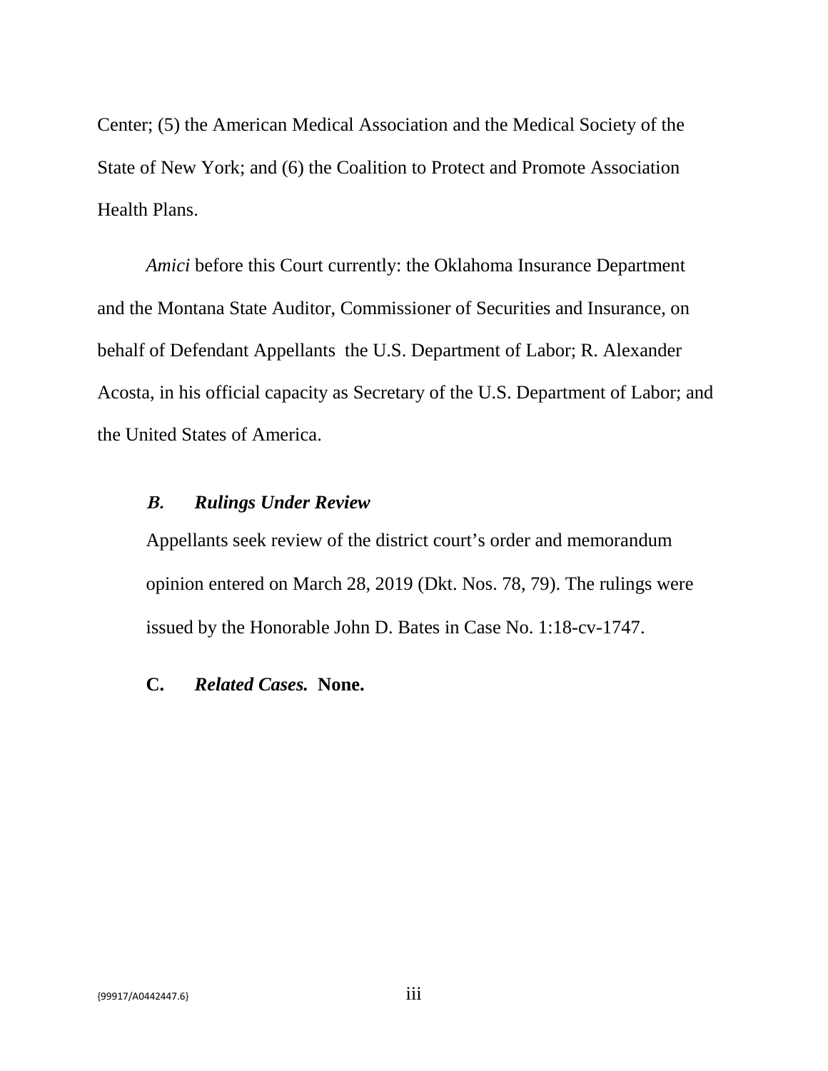Center; (5) the American Medical Association and the Medical Society of the State of New York; and (6) the Coalition to Protect and Promote Association Health Plans.

*Amici* before this Court currently: the Oklahoma Insurance Department and the Montana State Auditor, Commissioner of Securities and Insurance, on behalf of Defendant Appellants the U.S. Department of Labor; R. Alexander Acosta, in his official capacity as Secretary of the U.S. Department of Labor; and the United States of America.

### *B. Rulings Under Review*

Appellants seek review of the district court's order and memorandum opinion entered on March 28, 2019 (Dkt. Nos. 78, 79). The rulings were issued by the Honorable John D. Bates in Case No. 1:18-cv-1747.

**C. *Related Cases.* None.**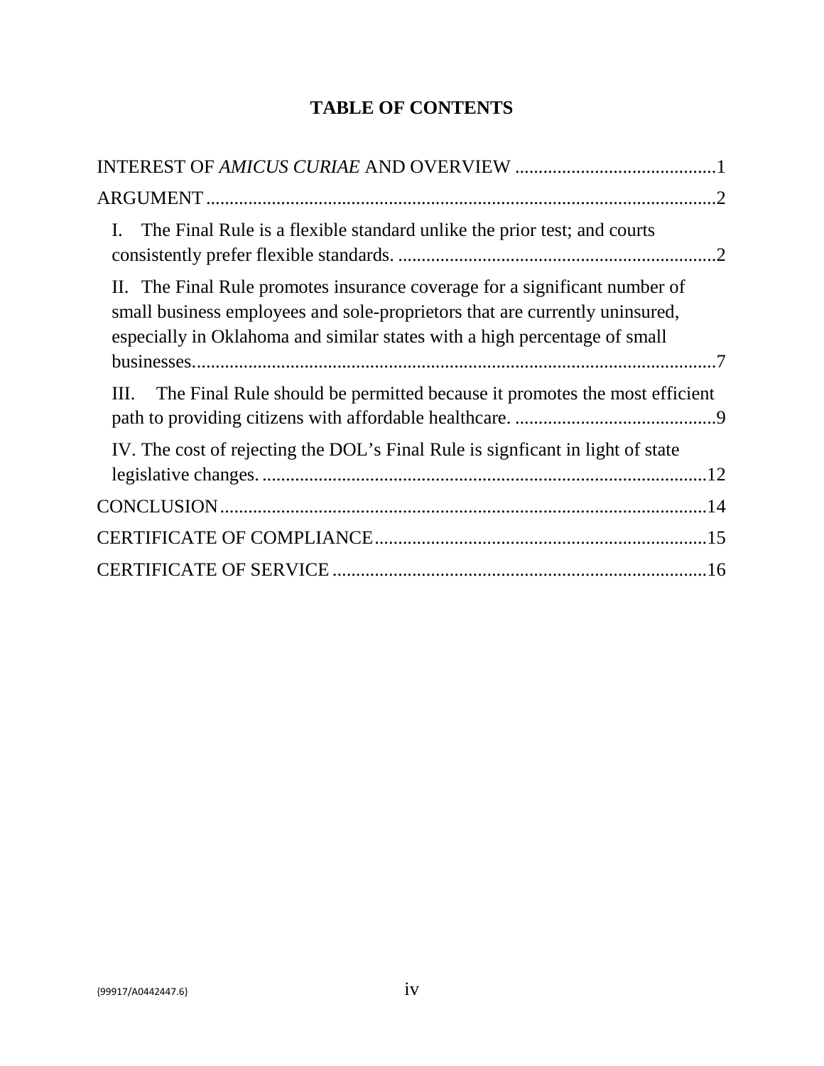# TABLE OF CONTENTS

INTEREST OF *AMICUS CURIAE* AND OVERVIEW ..........................................1

ARGUMENT ..........................................................................................................2

I. The Final Rule is a flexible standard unlike the prior test; and courts consistently prefer flexible standards. ....................................................................2

II. The Final Rule promotes insurance coverage for a significant number of small business employees and sole-proprietors that are currently uninsured, especially in Oklahoma and similar states with a high percentage of small businesses..................................................................................................................7

III. The Final Rule should be permitted because it promotes the most efficient path to providing citizens with affordable healthcare. ...........................................9

IV. The cost of rejecting the DOL's Final Rule is signficant in light of state legislative changes. ...............................................................................................12

CONCLUSION.......................................................................................................14

CERTIFICATE OF COMPLIANCE......................................................................15

CERTIFICATE OF SERVICE ...............................................................................16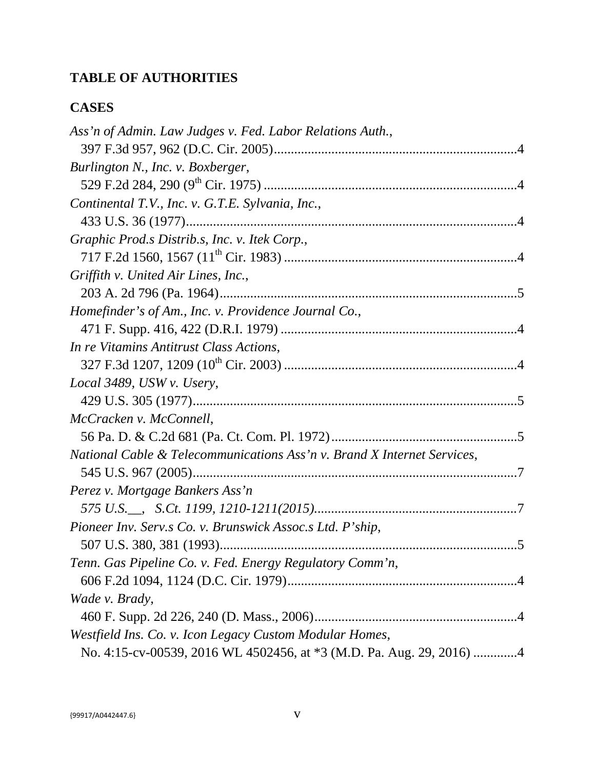## TABLE OF AUTHORITIES

### CASES

*Ass'n of Admin. Law Judges v. Fed. Labor Relations Auth.*,
397 F.3d 957, 962 (D.C. Cir. 2005).......................................................................4

*Burlington N., Inc. v. Boxberger*,
529 F.2d 284, 290 (9th Cir. 1975) ..........................................................................4

*Continental T.V., Inc. v. G.T.E. Sylvania, Inc.*,
433 U.S. 36 (1977).................................................................................................4

*Graphic Prod.s Distrib.s, Inc. v. Itek Corp.*,
717 F.2d 1560, 1567 (11th Cir. 1983) ....................................................................4

*Griffith v. United Air Lines, Inc.*,
203 A. 2d 796 (Pa. 1964).......................................................................................5

*Homefinder's of Am., Inc. v. Providence Journal Co.*,
471 F. Supp. 416, 422 (D.R.I. 1979) .....................................................................4

*In re Vitamins Antitrust Class Actions*,
327 F.3d 1207, 1209 (10th Cir. 2003) ....................................................................4

*Local 3489, USW v. Usery*,
429 U.S. 305 (1977)...............................................................................................5

*McCracken v. McConnell*,
56 Pa. D. & C.2d 681 (Pa. Ct. Com. Pl. 1972).......................................................5

*National Cable & Telecommunications Ass'n v. Brand X Internet Services*,
545 U.S. 967 (2005)...............................................................................................7

*Perez v. Mortgage Bankers Ass'n*
*575 U.S.__, S.Ct. 1199, 1210-1211(2015)*..........................................................7

*Pioneer Inv. Serv.s Co. v. Brunswick Assoc.s Ltd. P'ship*,
507 U.S. 380, 381 (1993).......................................................................................5

*Tenn. Gas Pipeline Co. v. Fed. Energy Regulatory Comm'n*,
606 F.2d 1094, 1124 (D.C. Cir. 1979)...................................................................4

*Wade v. Brady*,
460 F. Supp. 2d 226, 240 (D. Mass., 2006)............................................................4

*Westfield Ins. Co. v. Icon Legacy Custom Modular Homes*,
No. 4:15-cv-00539, 2016 WL 4502456, at *3 (M.D. Pa. Aug. 29, 2016) ............4

{99917/A0442447.6}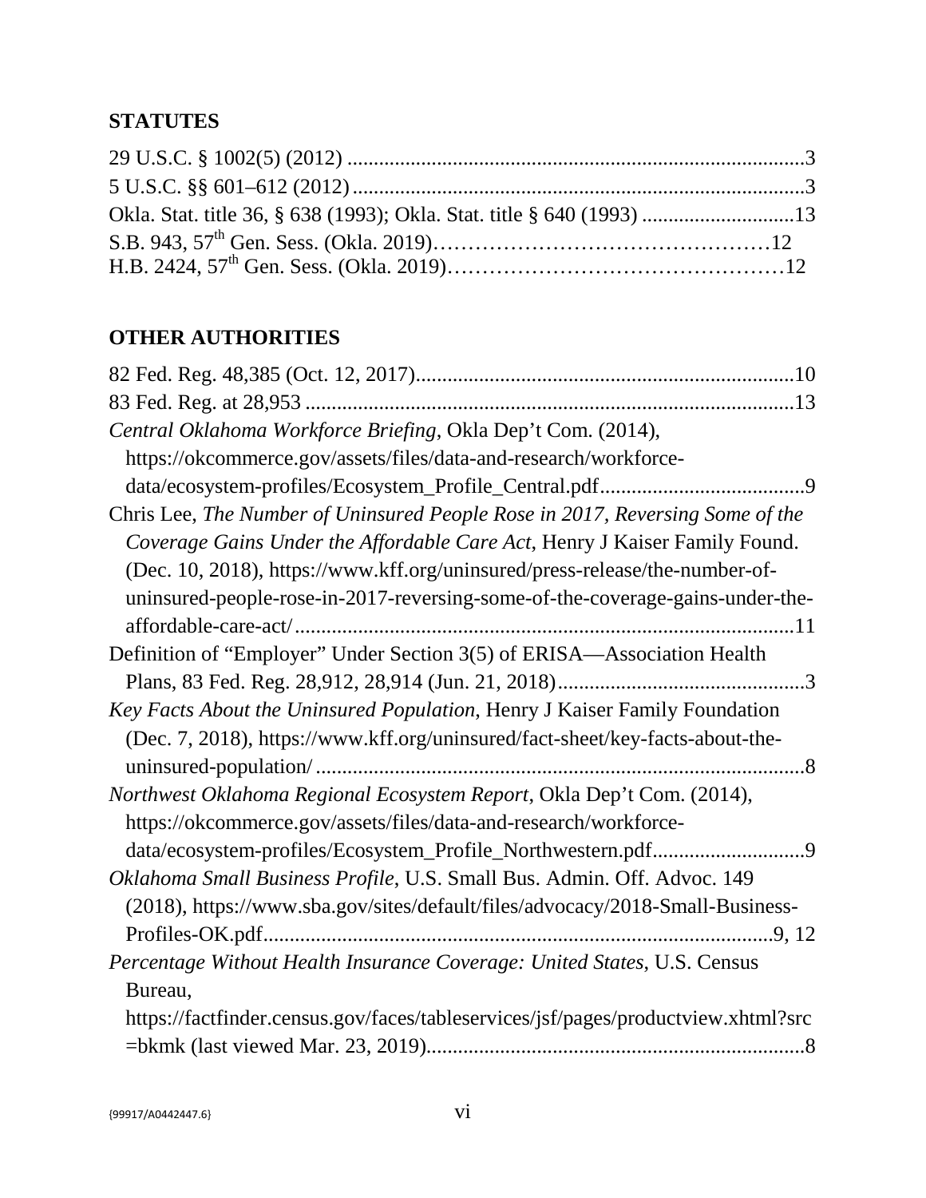## STATUTES

29 U.S.C. § 1002(5) (2012) ....................................................................................3
5 U.S.C. §§ 601–612 (2012) ....................................................................................3
Okla. Stat. title 36, § 638 (1993); Okla. Stat. title § 640 (1993) ............................13
S.B. 943, 57th Gen. Sess. (Okla. 2019)………………………………………12
H.B. 2424, 57th Gen. Sess. (Okla. 2019)………………………………………12

## OTHER AUTHORITIES

82 Fed. Reg. 48,385 (Oct. 12, 2017)......................................................................10
83 Fed. Reg. at 28,953 ............................................................................................13
*Central Oklahoma Workforce Briefing*, Okla Dep't Com. (2014), https://okcommerce.gov/assets/files/data-and-research/workforce-data/ecosystem-profiles/Ecosystem_Profile_Central.pdf......................................9
Chris Lee, *The Number of Uninsured People Rose in 2017, Reversing Some of the Coverage Gains Under the Affordable Care Act*, Henry J Kaiser Family Found. (Dec. 10, 2018), https://www.kff.org/uninsured/press-release/the-number-of-uninsured-people-rose-in-2017-reversing-some-of-the-coverage-gains-under-the-affordable-care-act/..............................................................................................11
Definition of "Employer" Under Section 3(5) of ERISA—Association Health Plans, 83 Fed. Reg. 28,912, 28,914 (Jun. 21, 2018)...............................................3
*Key Facts About the Uninsured Population*, Henry J Kaiser Family Foundation (Dec. 7, 2018), https://www.kff.org/uninsured/fact-sheet/key-facts-about-the-uninsured-population/ ............................................................................................8
*Northwest Oklahoma Regional Ecosystem Report*, Okla Dep't Com. (2014), https://okcommerce.gov/assets/files/data-and-research/workforce-data/ecosystem-profiles/Ecosystem_Profile_Northwestern.pdf............................9
*Oklahoma Small Business Profile*, U.S. Small Bus. Admin. Off. Advoc. 149 (2018), https://www.sba.gov/sites/default/files/advocacy/2018-Small-Business-Profiles-OK.pdf.................................................................................................9, 12
*Percentage Without Health Insurance Coverage: United States*, U.S. Census Bureau, https://factfinder.census.gov/faces/tableservices/jsf/pages/productview.xhtml?src=bkmk (last viewed Mar. 23, 2019).......................................................................8

{99917/A0442447.6}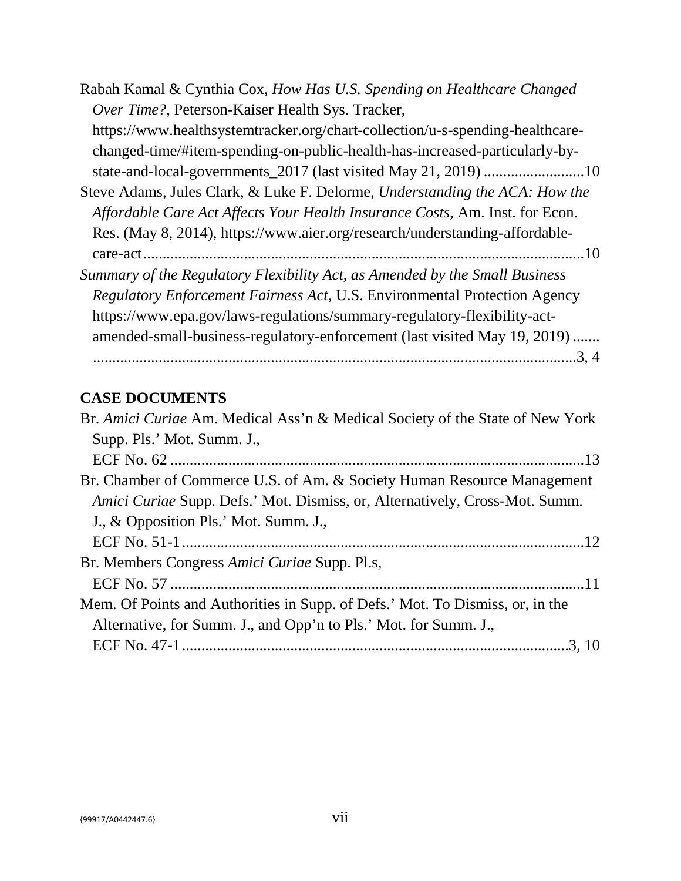Rabah Kamal & Cynthia Cox, *How Has U.S. Spending on Healthcare Changed Over Time?,* Peterson-Kaiser Health Sys. Tracker, https://www.healthsystemtracker.org/chart-collection/u-s-spending-healthcare-changed-time/#item-spending-on-public-health-has-increased-particularly-by-state-and-local-governments_2017 (last visited May 21, 2019) ..........................10

Steve Adams, Jules Clark, & Luke F. Delorme, *Understanding the ACA: How the Affordable Care Act Affects Your Health Insurance Costs*, Am. Inst. for Econ. Res. (May 8, 2014), https://www.aier.org/research/understanding-affordable-care-act.................................................................................................................10

*Summary of the Regulatory Flexibility Act, as Amended by the Small Business Regulatory Enforcement Fairness Act*, U.S. Environmental Protection Agency https://www.epa.gov/laws-regulations/summary-regulatory-flexibility-act-amended-small-business-regulatory-enforcement (last visited May 19, 2019) ....... ...............................................................................................................3, 4

**CASE DOCUMENTS**

Br. *Amici Curiae* Am. Medical Ass'n & Medical Society of the State of New York Supp. Pls.' Mot. Summ. J., ECF No. 62 ..........................................................................................13

Br. Chamber of Commerce U.S. of Am. & Society Human Resource Management *Amici Curiae* Supp. Defs.' Mot. Dismiss, or, Alternatively, Cross-Mot. Summ. J., & Opposition Pls.' Mot. Summ. J., ECF No. 51-1......................................................................................12

Br. Members Congress *Amici Curiae* Supp. Pl.s, ECF No. 57 ..........................................................................................11

Mem. Of Points and Authorities in Supp. of Defs.' Mot. To Dismiss, or, in the Alternative, for Summ. J., and Opp'n to Pls.' Mot. for Summ. J., ECF No. 47-1...................................................................................3, 10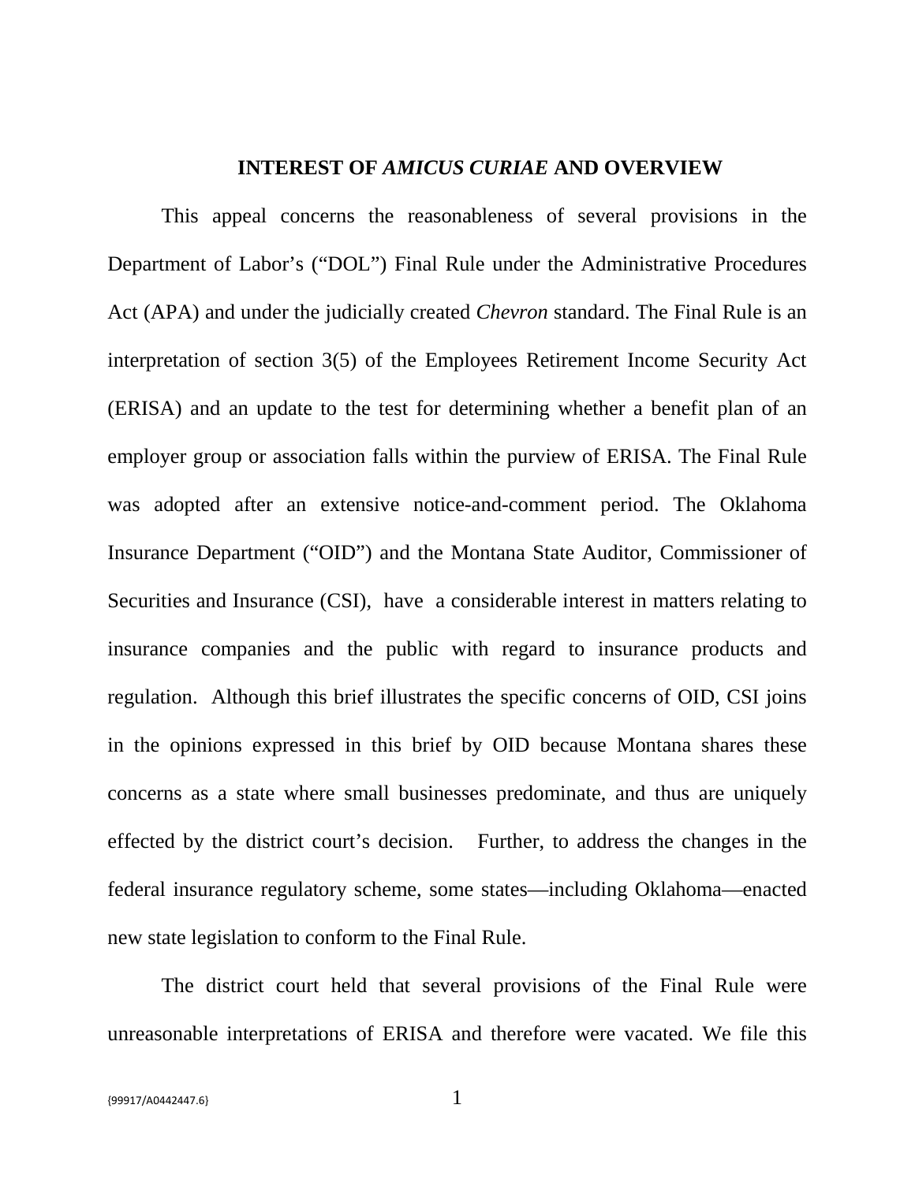## INTEREST OF *AMICUS CURIAE* AND OVERVIEW

This appeal concerns the reasonableness of several provisions in the Department of Labor's ("DOL") Final Rule under the Administrative Procedures Act (APA) and under the judicially created *Chevron* standard. The Final Rule is an interpretation of section 3(5) of the Employees Retirement Income Security Act (ERISA) and an update to the test for determining whether a benefit plan of an employer group or association falls within the purview of ERISA. The Final Rule was adopted after an extensive notice-and-comment period. The Oklahoma Insurance Department ("OID") and the Montana State Auditor, Commissioner of Securities and Insurance (CSI), have a considerable interest in matters relating to insurance companies and the public with regard to insurance products and regulation. Although this brief illustrates the specific concerns of OID, CSI joins in the opinions expressed in this brief by OID because Montana shares these concerns as a state where small businesses predominate, and thus are uniquely effected by the district court's decision. Further, to address the changes in the federal insurance regulatory scheme, some states—including Oklahoma—enacted new state legislation to conform to the Final Rule.

The district court held that several provisions of the Final Rule were unreasonable interpretations of ERISA and therefore were vacated. We file this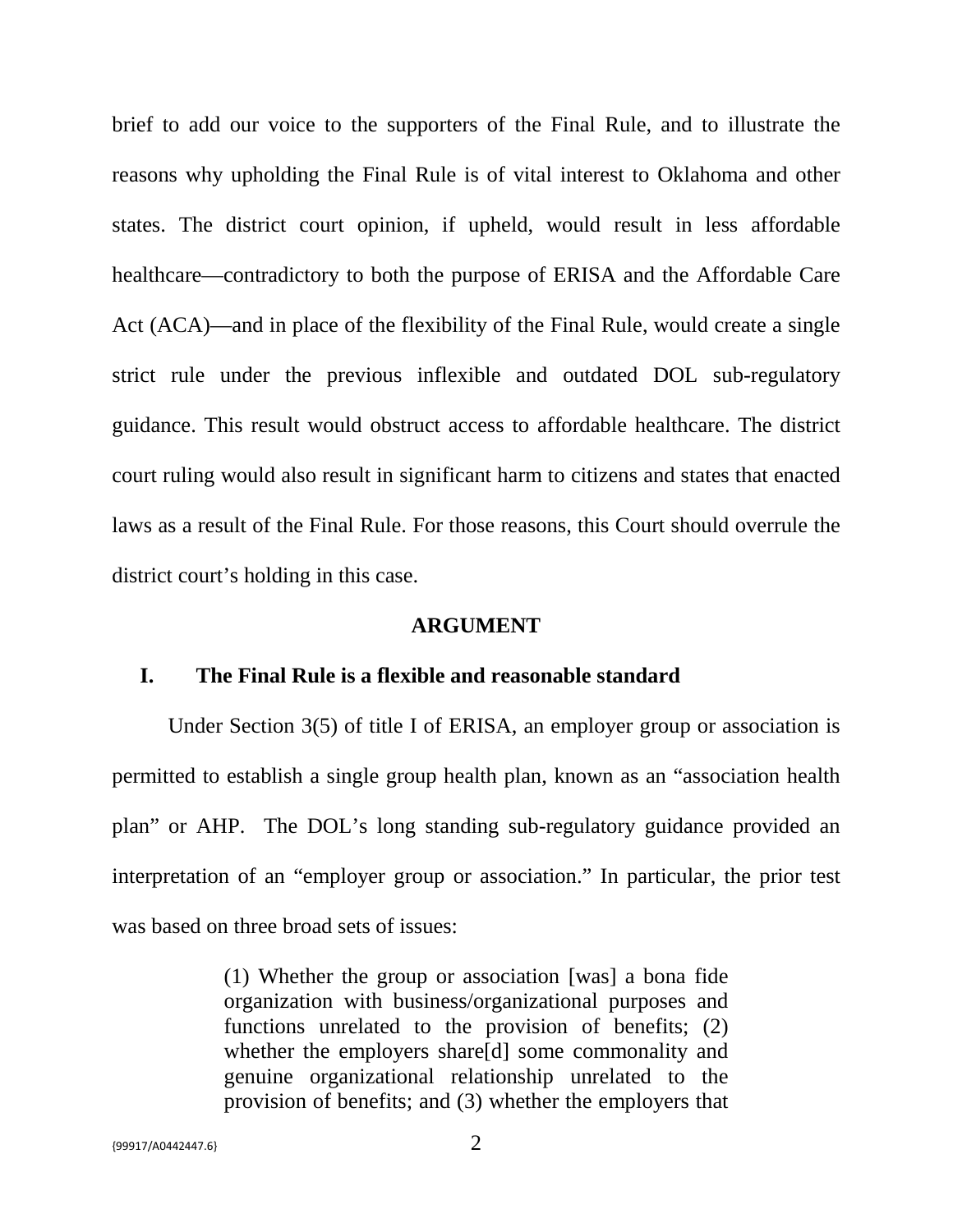brief to add our voice to the supporters of the Final Rule, and to illustrate the reasons why upholding the Final Rule is of vital interest to Oklahoma and other states. The district court opinion, if upheld, would result in less affordable healthcare—contradictory to both the purpose of ERISA and the Affordable Care Act (ACA)—and in place of the flexibility of the Final Rule, would create a single strict rule under the previous inflexible and outdated DOL sub-regulatory guidance. This result would obstruct access to affordable healthcare. The district court ruling would also result in significant harm to citizens and states that enacted laws as a result of the Final Rule. For those reasons, this Court should overrule the district court's holding in this case.

## ARGUMENT

### I. The Final Rule is a flexible and reasonable standard

Under Section 3(5) of title I of ERISA, an employer group or association is permitted to establish a single group health plan, known as an "association health plan" or AHP. The DOL's long standing sub-regulatory guidance provided an interpretation of an "employer group or association." In particular, the prior test was based on three broad sets of issues:

> (1) Whether the group or association [was] a bona fide organization with business/organizational purposes and functions unrelated to the provision of benefits; (2) whether the employers share[d] some commonality and genuine organizational relationship unrelated to the provision of benefits; and (3) whether the employers that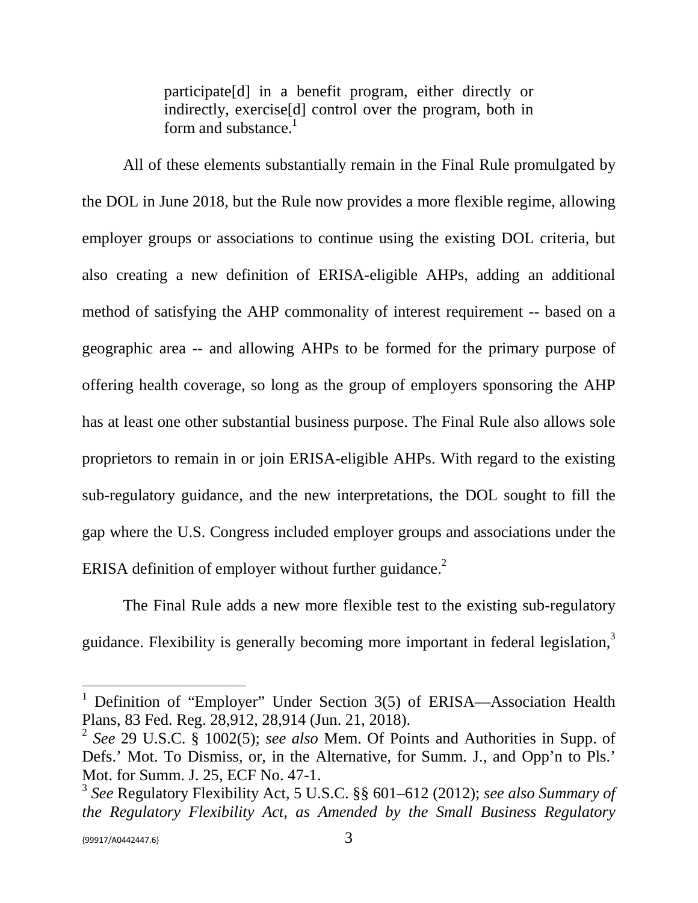> participate[d] in a benefit program, either directly or indirectly, exercise[d] control over the program, both in form and substance.[1]

All of these elements substantially remain in the Final Rule promulgated by the DOL in June 2018, but the Rule now provides a more flexible regime, allowing employer groups or associations to continue using the existing DOL criteria, but also creating a new definition of ERISA-eligible AHPs, adding an additional method of satisfying the AHP commonality of interest requirement -- based on a geographic area -- and allowing AHPs to be formed for the primary purpose of offering health coverage, so long as the group of employers sponsoring the AHP has at least one other substantial business purpose. The Final Rule also allows sole proprietors to remain in or join ERISA-eligible AHPs. With regard to the existing sub-regulatory guidance, and the new interpretations, the DOL sought to fill the gap where the U.S. Congress included employer groups and associations under the ERISA definition of employer without further guidance.[2]

The Final Rule adds a new more flexible test to the existing sub-regulatory guidance. Flexibility is generally becoming more important in federal legislation,[3]

---

[1] Definition of "Employer" Under Section 3(5) of ERISA—Association Health Plans, 83 Fed. Reg. 28,912, 28,914 (Jun. 21, 2018).

[2] *See* 29 U.S.C. § 1002(5); *see also* Mem. Of Points and Authorities in Supp. of Defs.' Mot. To Dismiss, or, in the Alternative, for Summ. J., and Opp'n to Pls.' Mot. for Summ. J. 25, ECF No. 47-1.

[3] *See* Regulatory Flexibility Act, 5 U.S.C. §§ 601–612 (2012); *see also Summary of the Regulatory Flexibility Act, as Amended by the Small Business Regulatory*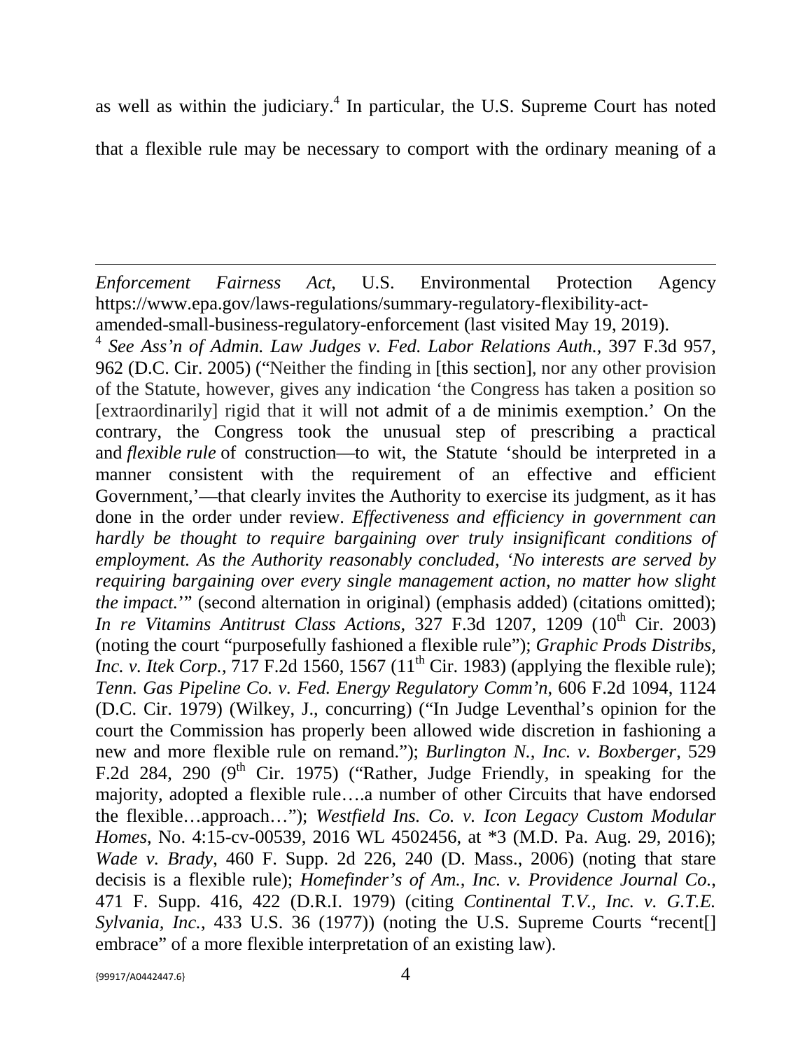as well as within the judiciary.[4] In particular, the U.S. Supreme Court has noted that a flexible rule may be necessary to comport with the ordinary meaning of a

---

*Enforcement Fairness Act,* U.S. Environmental Protection Agency https://www.epa.gov/laws-regulations/summary-regulatory-flexibility-act-amended-small-business-regulatory-enforcement (last visited May 19, 2019).

[4] *See Ass'n of Admin. Law Judges v. Fed. Labor Relations Auth.*, 397 F.3d 957, 962 (D.C. Cir. 2005) ("Neither the finding in [this section], nor any other provision of the Statute, however, gives any indication 'the Congress has taken a position so [extraordinarily] rigid that it will not admit of a de minimis exemption.' On the contrary, the Congress took the unusual step of prescribing a practical and *flexible rule* of construction—to wit, the Statute 'should be interpreted in a manner consistent with the requirement of an effective and efficient Government,'—that clearly invites the Authority to exercise its judgment, as it has done in the order under review. *Effectiveness and efficiency in government can hardly be thought to require bargaining over truly insignificant conditions of employment. As the Authority reasonably concluded, 'No interests are served by requiring bargaining over every single management action, no matter how slight the impact.'*" (second alternation in original) (emphasis added) (citations omitted); *In re Vitamins Antitrust Class Actions*, 327 F.3d 1207, 1209 (10th Cir. 2003) (noting the court "purposefully fashioned a flexible rule"); *Graphic Prods Distribs, Inc. v. Itek Corp.*, 717 F.2d 1560, 1567 (11th Cir. 1983) (applying the flexible rule); *Tenn. Gas Pipeline Co. v. Fed. Energy Regulatory Comm'n*, 606 F.2d 1094, 1124 (D.C. Cir. 1979) (Wilkey, J., concurring) ("In Judge Leventhal's opinion for the court the Commission has properly been allowed wide discretion in fashioning a new and more flexible rule on remand."); *Burlington N., Inc. v. Boxberger*, 529 F.2d 284, 290 (9th Cir. 1975) ("Rather, Judge Friendly, in speaking for the majority, adopted a flexible rule….a number of other Circuits that have endorsed the flexible…approach…"); *Westfield Ins. Co. v. Icon Legacy Custom Modular Homes*, No. 4:15-cv-00539, 2016 WL 4502456, at *3 (M.D. Pa. Aug. 29, 2016); *Wade v. Brady*, 460 F. Supp. 2d 226, 240 (D. Mass., 2006) (noting that stare decisis is a flexible rule); *Homefinder's of Am., Inc. v. Providence Journal Co.*, 471 F. Supp. 416, 422 (D.R.I. 1979) (citing *Continental T.V., Inc. v. G.T.E. Sylvania, Inc.*, 433 U.S. 36 (1977)) (noting the U.S. Supreme Courts "recent[] embrace" of a more flexible interpretation of an existing law).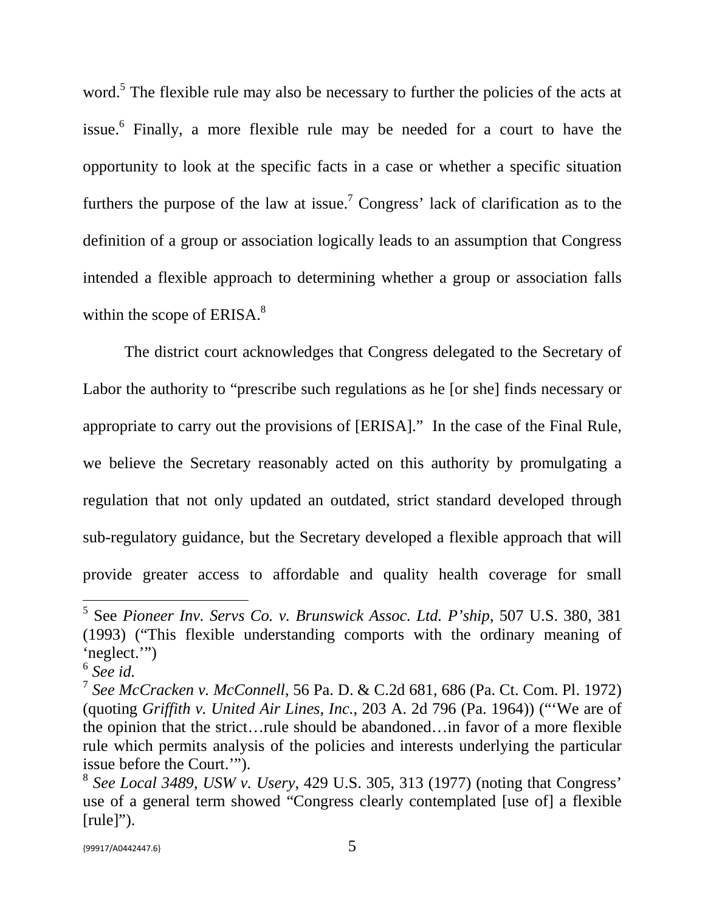word.[5] The flexible rule may also be necessary to further the policies of the acts at issue.[6] Finally, a more flexible rule may be needed for a court to have the opportunity to look at the specific facts in a case or whether a specific situation furthers the purpose of the law at issue.[7] Congress' lack of clarification as to the definition of a group or association logically leads to an assumption that Congress intended a flexible approach to determining whether a group or association falls within the scope of ERISA.[8]

The district court acknowledges that Congress delegated to the Secretary of Labor the authority to "prescribe such regulations as he [or she] finds necessary or appropriate to carry out the provisions of [ERISA]." In the case of the Final Rule, we believe the Secretary reasonably acted on this authority by promulgating a regulation that not only updated an outdated, strict standard developed through sub-regulatory guidance, but the Secretary developed a flexible approach that will provide greater access to affordable and quality health coverage for small

---

[5] See *Pioneer Inv. Servs Co. v. Brunswick Assoc. Ltd. P'ship*, 507 U.S. 380, 381 (1993) ("This flexible understanding comports with the ordinary meaning of 'neglect.'")

[6] *See id.*

[7] *See McCracken v. McConnell*, 56 Pa. D. & C.2d 681, 686 (Pa. Ct. Com. Pl. 1972) (quoting *Griffith v. United Air Lines, Inc.*, 203 A. 2d 796 (Pa. 1964)) ("'We are of the opinion that the strict…rule should be abandoned…in favor of a more flexible rule which permits analysis of the policies and interests underlying the particular issue before the Court.'").

[8] *See Local 3489, USW v. Usery*, 429 U.S. 305, 313 (1977) (noting that Congress' use of a general term showed "Congress clearly contemplated [use of] a flexible [rule]").

{99917/A0442447.6}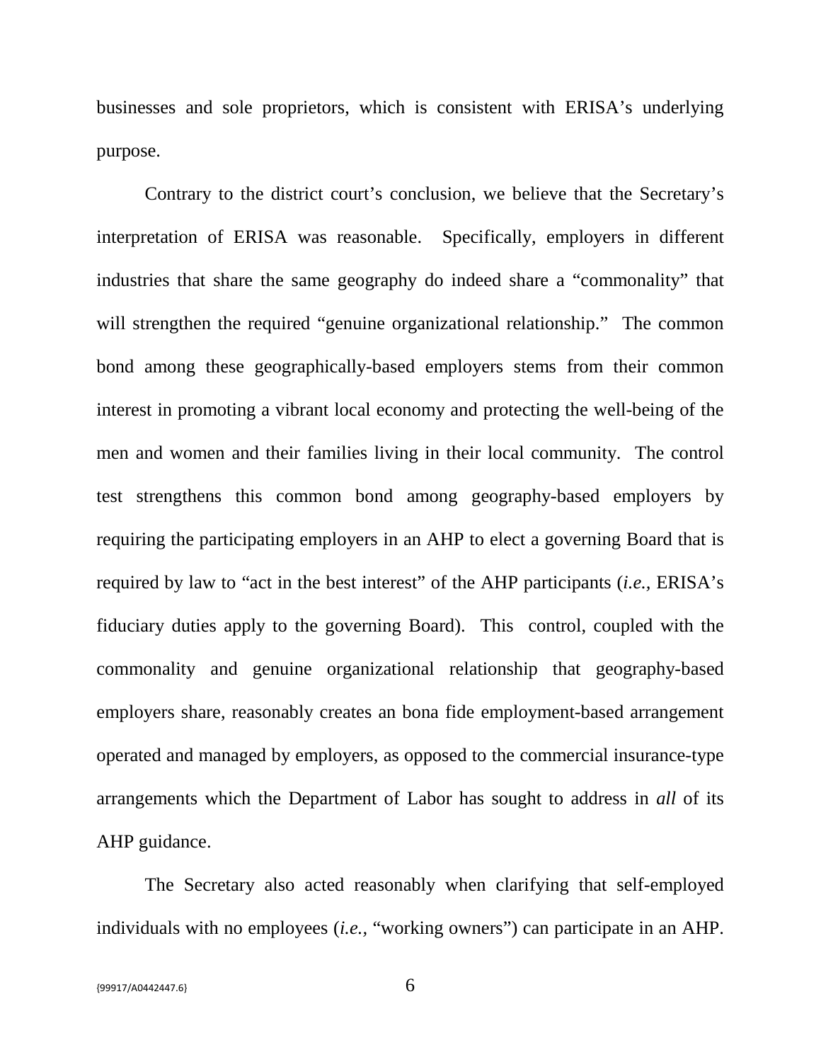businesses and sole proprietors, which is consistent with ERISA's underlying purpose.

Contrary to the district court's conclusion, we believe that the Secretary's interpretation of ERISA was reasonable. Specifically, employers in different industries that share the same geography do indeed share a "commonality" that will strengthen the required "genuine organizational relationship." The common bond among these geographically-based employers stems from their common interest in promoting a vibrant local economy and protecting the well-being of the men and women and their families living in their local community. The control test strengthens this common bond among geography-based employers by requiring the participating employers in an AHP to elect a governing Board that is required by law to "act in the best interest" of the AHP participants (*i.e.,* ERISA's fiduciary duties apply to the governing Board). This control, coupled with the commonality and genuine organizational relationship that geography-based employers share, reasonably creates an bona fide employment-based arrangement operated and managed by employers, as opposed to the commercial insurance-type arrangements which the Department of Labor has sought to address in *all* of its AHP guidance.

The Secretary also acted reasonably when clarifying that self-employed individuals with no employees (*i.e.,* "working owners") can participate in an AHP.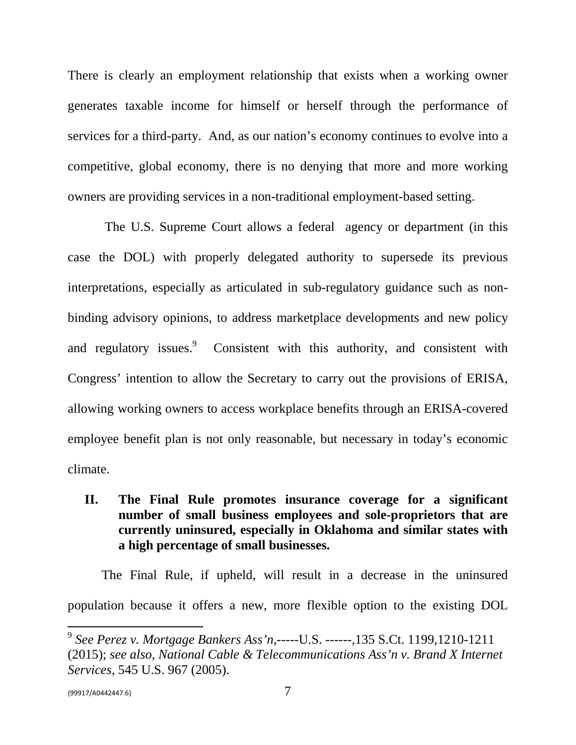There is clearly an employment relationship that exists when a working owner generates taxable income for himself or herself through the performance of services for a third-party. And, as our nation's economy continues to evolve into a competitive, global economy, there is no denying that more and more working owners are providing services in a non-traditional employment-based setting.

The U.S. Supreme Court allows a federal agency or department (in this case the DOL) with properly delegated authority to supersede its previous interpretations, especially as articulated in sub-regulatory guidance such as non-binding advisory opinions, to address marketplace developments and new policy and regulatory issues.[9] Consistent with this authority, and consistent with Congress' intention to allow the Secretary to carry out the provisions of ERISA, allowing working owners to access workplace benefits through an ERISA-covered employee benefit plan is not only reasonable, but necessary in today's economic climate.

## II. The Final Rule promotes insurance coverage for a significant number of small business employees and sole-proprietors that are currently uninsured, especially in Oklahoma and similar states with a high percentage of small businesses.

The Final Rule, if upheld, will result in a decrease in the uninsured population because it offers a new, more flexible option to the existing DOL

---

[9] *See Perez v. Mortgage Bankers Ass'n,*-----U.S. ------,135 S.Ct. 1199,1210-1211 (2015); *see also, National Cable & Telecommunications Ass'n v. Brand X Internet Services*, 545 U.S. 967 (2005).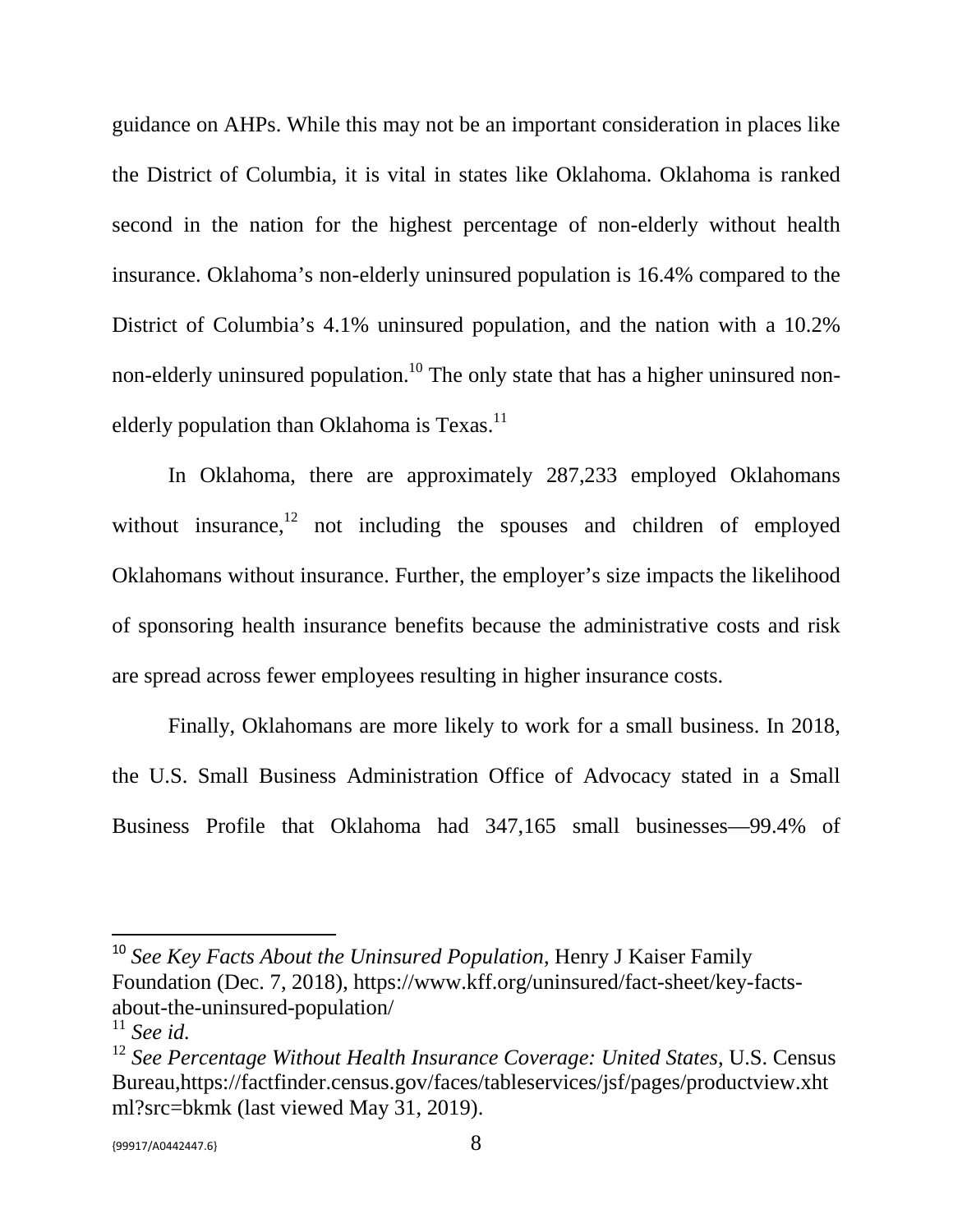guidance on AHPs. While this may not be an important consideration in places like the District of Columbia, it is vital in states like Oklahoma. Oklahoma is ranked second in the nation for the highest percentage of non-elderly without health insurance. Oklahoma's non-elderly uninsured population is 16.4% compared to the District of Columbia's 4.1% uninsured population, and the nation with a 10.2% non-elderly uninsured population.[10] The only state that has a higher uninsured non-elderly population than Oklahoma is Texas.[11]

In Oklahoma, there are approximately 287,233 employed Oklahomans without insurance,[12] not including the spouses and children of employed Oklahomans without insurance. Further, the employer's size impacts the likelihood of sponsoring health insurance benefits because the administrative costs and risk are spread across fewer employees resulting in higher insurance costs.

Finally, Oklahomans are more likely to work for a small business. In 2018, the U.S. Small Business Administration Office of Advocacy stated in a Small Business Profile that Oklahoma had 347,165 small businesses—99.4% of

---

[10] *See Key Facts About the Uninsured Population*, Henry J Kaiser Family Foundation (Dec. 7, 2018), https://www.kff.org/uninsured/fact-sheet/key-facts-about-the-uninsured-population/

[11] *See id.*

[12] *See Percentage Without Health Insurance Coverage: United States*, U.S. Census Bureau,https://factfinder.census.gov/faces/tableservices/jsf/pages/productview.xhtml?src=bkmk (last viewed May 31, 2019).

{99917/A0442447.6}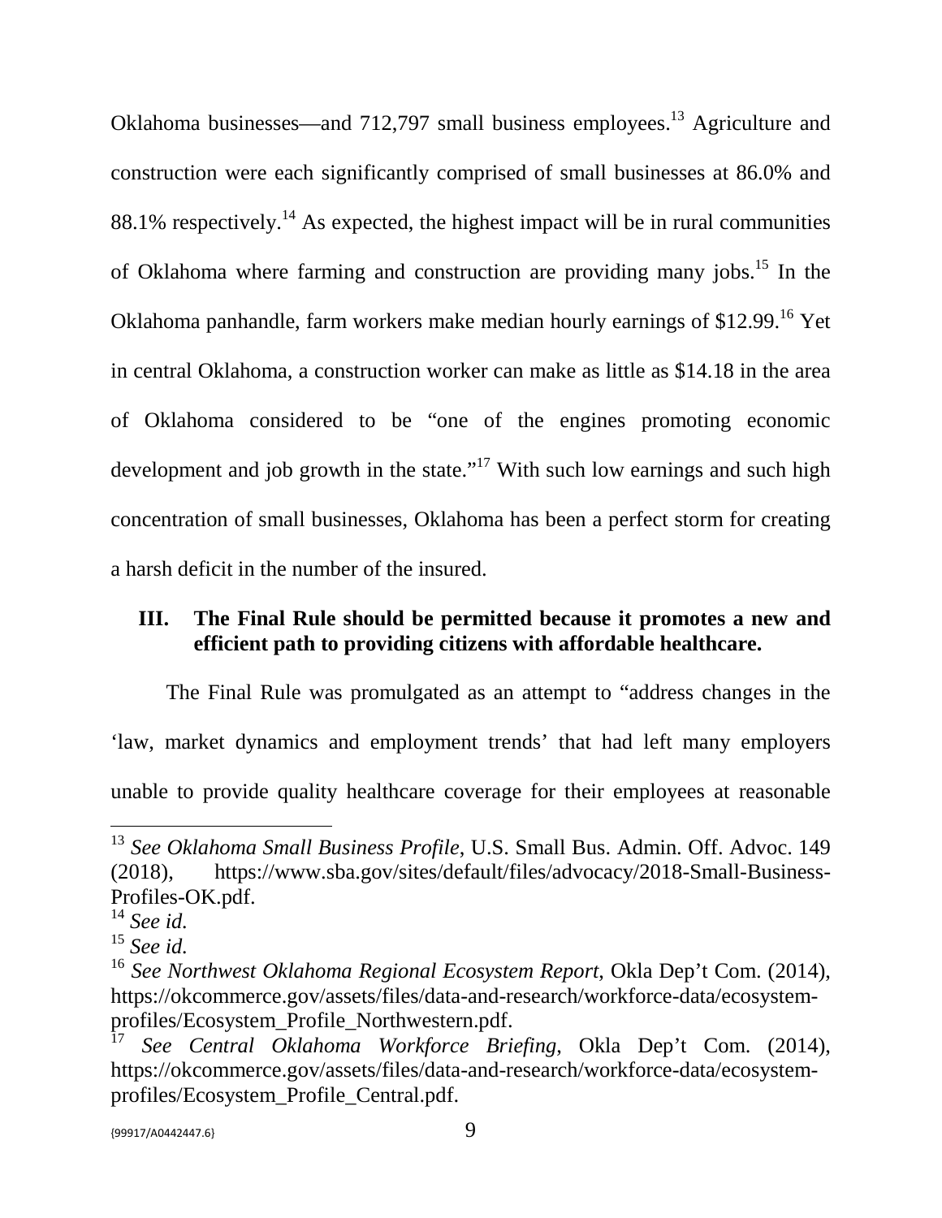Oklahoma businesses—and 712,797 small business employees.[13] Agriculture and construction were each significantly comprised of small businesses at 86.0% and 88.1% respectively.[14] As expected, the highest impact will be in rural communities of Oklahoma where farming and construction are providing many jobs.[15] In the Oklahoma panhandle, farm workers make median hourly earnings of $12.99.[16] Yet in central Oklahoma, a construction worker can make as little as $14.18 in the area of Oklahoma considered to be "one of the engines promoting economic development and job growth in the state."[17] With such low earnings and such high concentration of small businesses, Oklahoma has been a perfect storm for creating a harsh deficit in the number of the insured.

## III. The Final Rule should be permitted because it promotes a new and efficient path to providing citizens with affordable healthcare.

The Final Rule was promulgated as an attempt to "address changes in the 'law, market dynamics and employment trends' that had left many employers unable to provide quality healthcare coverage for their employees at reasonable

---

[13] *See Oklahoma Small Business Profile*, U.S. Small Bus. Admin. Off. Advoc. 149 (2018), https://www.sba.gov/sites/default/files/advocacy/2018-Small-Business-Profiles-OK.pdf.

[14] *See id.*

[15] *See id.*

[16] *See Northwest Oklahoma Regional Ecosystem Report*, Okla Dep't Com. (2014), https://okcommerce.gov/assets/files/data-and-research/workforce-data/ecosystem-profiles/Ecosystem_Profile_Northwestern.pdf.

[17] *See Central Oklahoma Workforce Briefing*, Okla Dep't Com. (2014), https://okcommerce.gov/assets/files/data-and-research/workforce-data/ecosystem-profiles/Ecosystem_Profile_Central.pdf.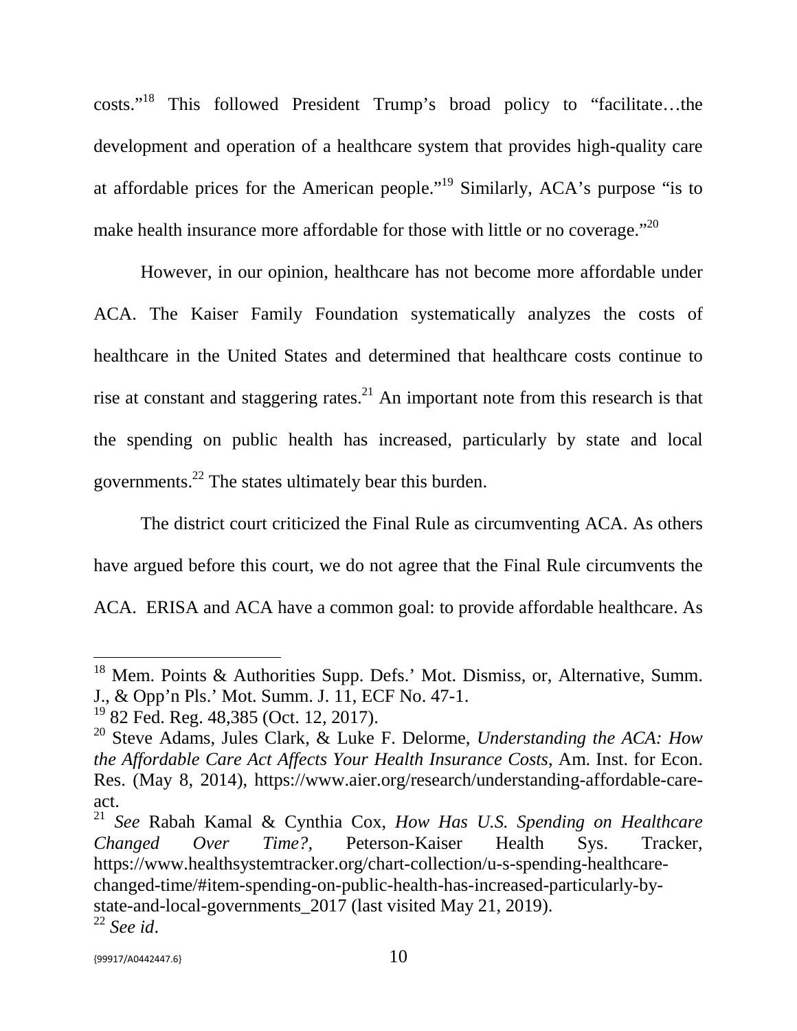costs."[18] This followed President Trump's broad policy to "facilitate…the development and operation of a healthcare system that provides high-quality care at affordable prices for the American people."[19] Similarly, ACA's purpose "is to make health insurance more affordable for those with little or no coverage."[20]

However, in our opinion, healthcare has not become more affordable under ACA. The Kaiser Family Foundation systematically analyzes the costs of healthcare in the United States and determined that healthcare costs continue to rise at constant and staggering rates.[21] An important note from this research is that the spending on public health has increased, particularly by state and local governments.[22] The states ultimately bear this burden.

The district court criticized the Final Rule as circumventing ACA. As others have argued before this court, we do not agree that the Final Rule circumvents the ACA. ERISA and ACA have a common goal: to provide affordable healthcare. As

---

[18] Mem. Points & Authorities Supp. Defs.' Mot. Dismiss, or, Alternative, Summ. J., & Opp'n Pls.' Mot. Summ. J. 11, ECF No. 47-1.

[19] 82 Fed. Reg. 48,385 (Oct. 12, 2017).

[20] Steve Adams, Jules Clark, & Luke F. Delorme, *Understanding the ACA: How the Affordable Care Act Affects Your Health Insurance Costs*, Am. Inst. for Econ. Res. (May 8, 2014), https://www.aier.org/research/understanding-affordable-care-act.

[21] *See* Rabah Kamal & Cynthia Cox, *How Has U.S. Spending on Healthcare Changed Over Time?*, Peterson-Kaiser Health Sys. Tracker, https://www.healthsystemtracker.org/chart-collection/u-s-spending-healthcare-changed-time/#item-spending-on-public-health-has-increased-particularly-by-state-and-local-governments_2017 (last visited May 21, 2019).

[22] *See id*.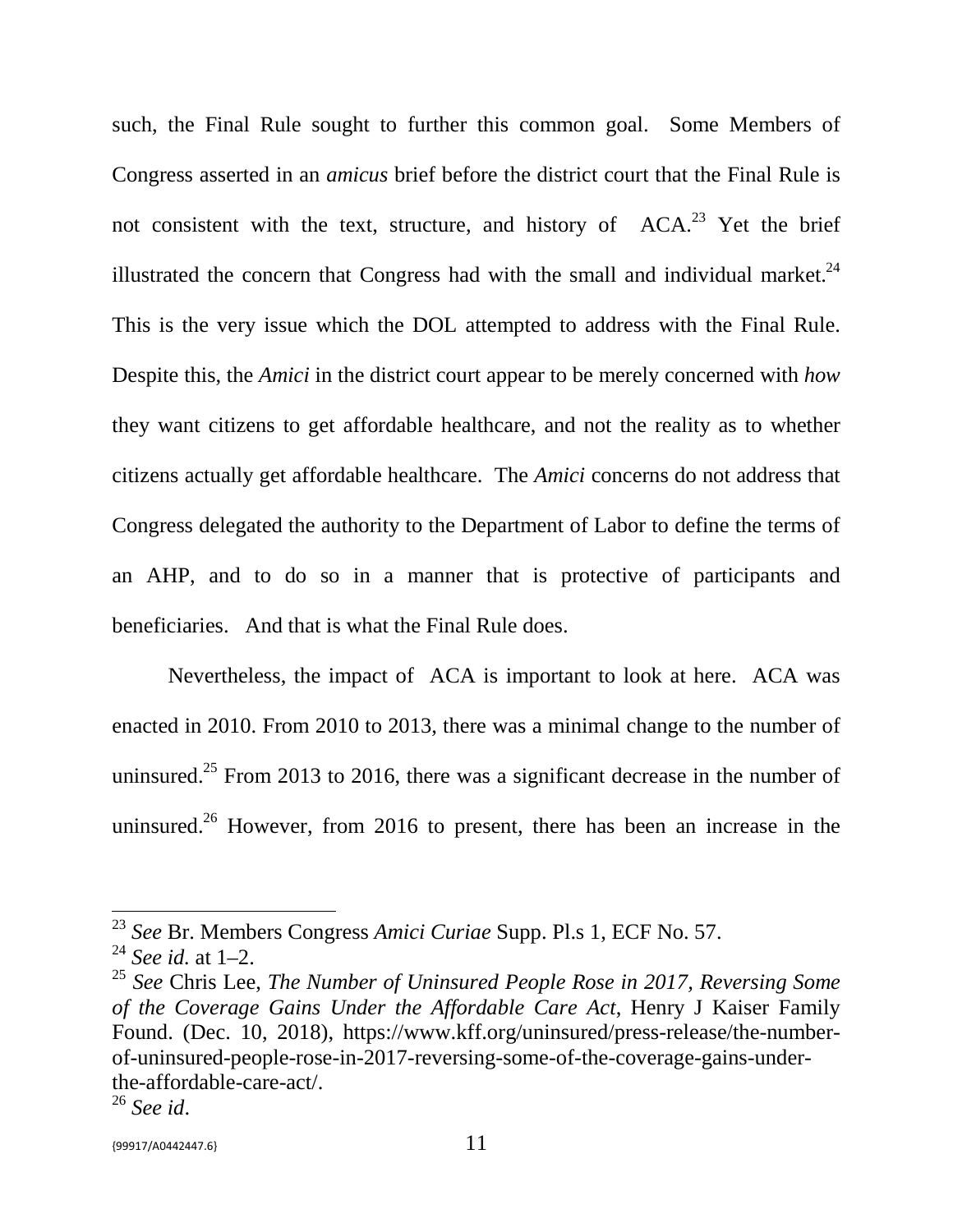such, the Final Rule sought to further this common goal. Some Members of Congress asserted in an *amicus* brief before the district court that the Final Rule is not consistent with the text, structure, and history of ACA.[23] Yet the brief illustrated the concern that Congress had with the small and individual market.[24] This is the very issue which the DOL attempted to address with the Final Rule. Despite this, the *Amici* in the district court appear to be merely concerned with *how* they want citizens to get affordable healthcare, and not the reality as to whether citizens actually get affordable healthcare. The *Amici* concerns do not address that Congress delegated the authority to the Department of Labor to define the terms of an AHP, and to do so in a manner that is protective of participants and beneficiaries. And that is what the Final Rule does.

Nevertheless, the impact of ACA is important to look at here. ACA was enacted in 2010. From 2010 to 2013, there was a minimal change to the number of uninsured.[25] From 2013 to 2016, there was a significant decrease in the number of uninsured.[26] However, from 2016 to present, there has been an increase in the

---

[23] *See* Br. Members Congress *Amici Curiae* Supp. Pl.s 1, ECF No. 57.

[24] *See id.* at 1–2.

[25] *See* Chris Lee, *The Number of Uninsured People Rose in 2017, Reversing Some of the Coverage Gains Under the Affordable Care Act*, Henry J Kaiser Family Found. (Dec. 10, 2018), https://www.kff.org/uninsured/press-release/the-number-of-uninsured-people-rose-in-2017-reversing-some-of-the-coverage-gains-under-the-affordable-care-act/.

[26] *See id*.

{99917/A0442447.6}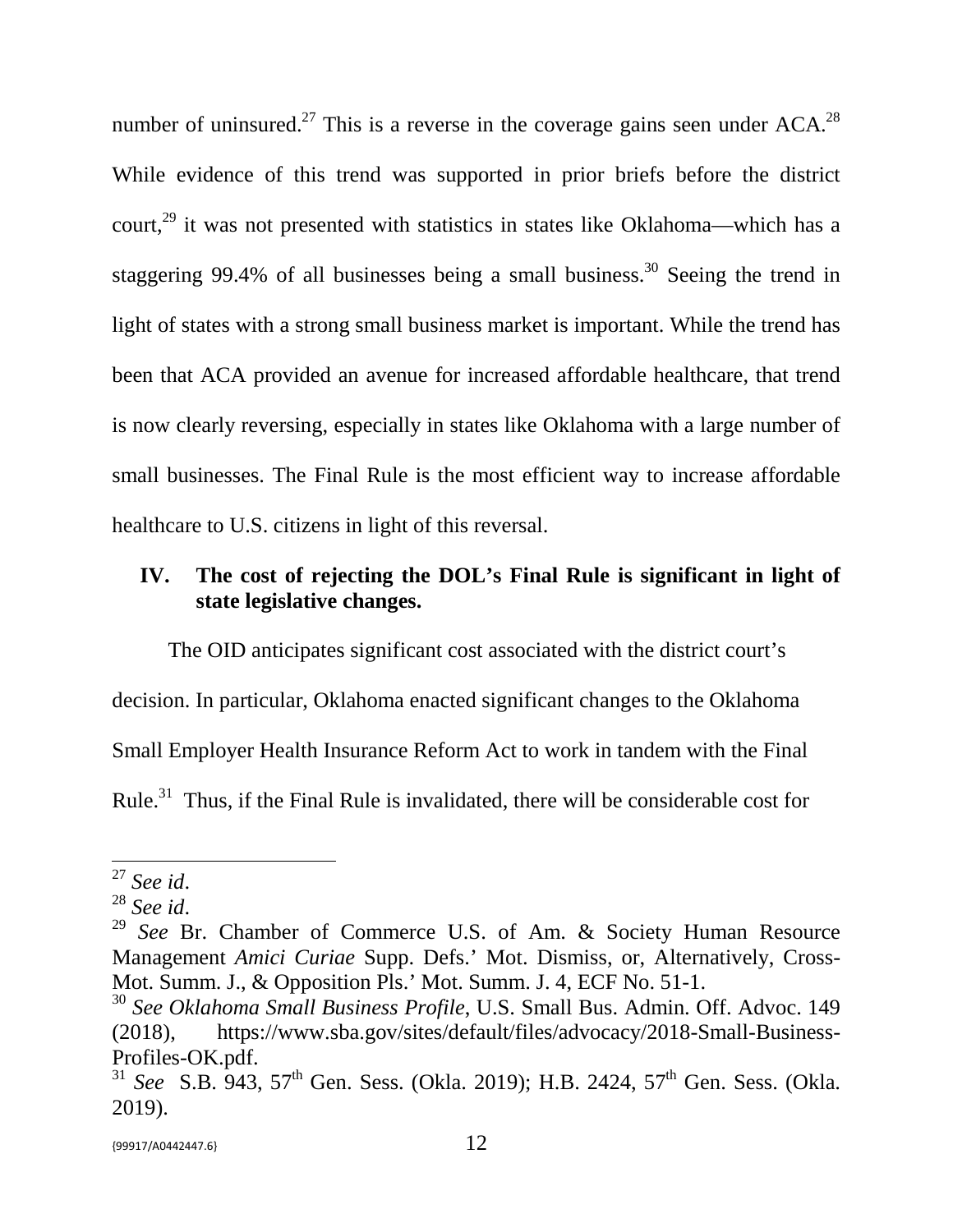number of uninsured.[27] This is a reverse in the coverage gains seen under ACA.[28] While evidence of this trend was supported in prior briefs before the district court,[29] it was not presented with statistics in states like Oklahoma—which has a staggering 99.4% of all businesses being a small business.[30] Seeing the trend in light of states with a strong small business market is important. While the trend has been that ACA provided an avenue for increased affordable healthcare, that trend is now clearly reversing, especially in states like Oklahoma with a large number of small businesses. The Final Rule is the most efficient way to increase affordable healthcare to U.S. citizens in light of this reversal.

## IV. The cost of rejecting the DOL's Final Rule is significant in light of state legislative changes.

The OID anticipates significant cost associated with the district court's decision. In particular, Oklahoma enacted significant changes to the Oklahoma Small Employer Health Insurance Reform Act to work in tandem with the Final Rule.[31] Thus, if the Final Rule is invalidated, there will be considerable cost for

---

[27] *See id*.

[28] *See id*.

[29] *See* Br. Chamber of Commerce U.S. of Am. & Society Human Resource Management *Amici Curiae* Supp. Defs.' Mot. Dismiss, or, Alternatively, Cross-Mot. Summ. J., & Opposition Pls.' Mot. Summ. J. 4, ECF No. 51-1.

[30] *See Oklahoma Small Business Profile*, U.S. Small Bus. Admin. Off. Advoc. 149 (2018), https://www.sba.gov/sites/default/files/advocacy/2018-Small-Business-Profiles-OK.pdf.

[31] *See* S.B. 943, 57th Gen. Sess. (Okla. 2019); H.B. 2424, 57th Gen. Sess. (Okla. 2019).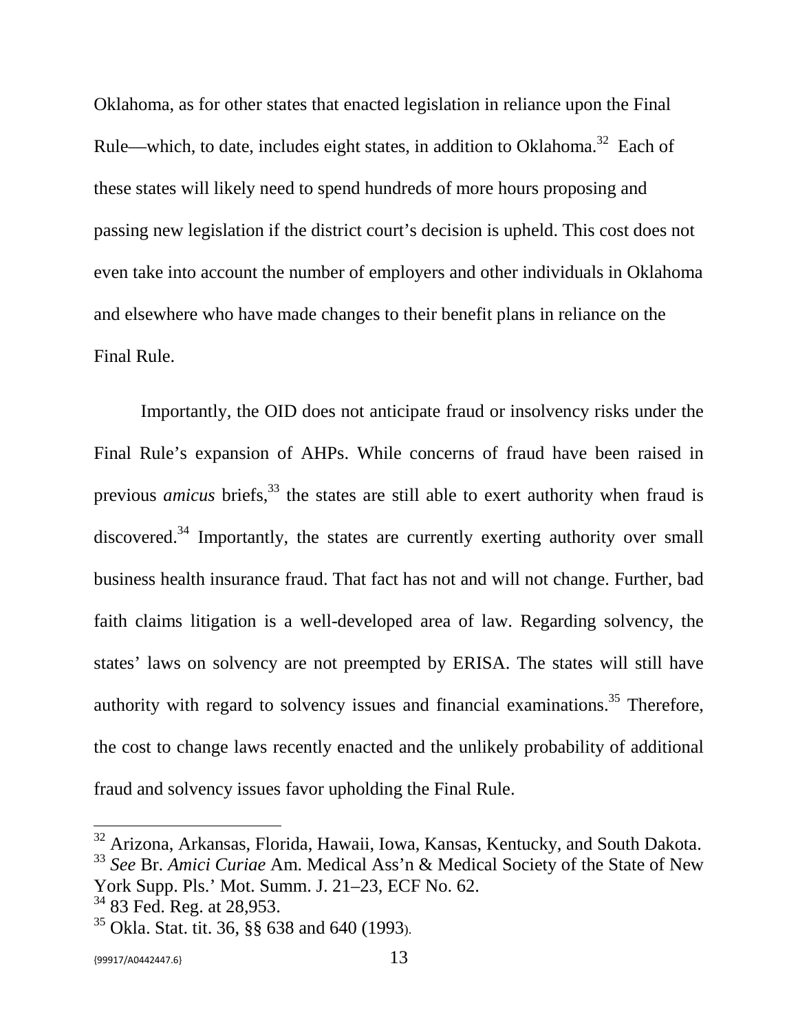Oklahoma, as for other states that enacted legislation in reliance upon the Final Rule—which, to date, includes eight states, in addition to Oklahoma.[32] Each of these states will likely need to spend hundreds of more hours proposing and passing new legislation if the district court's decision is upheld. This cost does not even take into account the number of employers and other individuals in Oklahoma and elsewhere who have made changes to their benefit plans in reliance on the Final Rule.

Importantly, the OID does not anticipate fraud or insolvency risks under the Final Rule's expansion of AHPs. While concerns of fraud have been raised in previous *amicus* briefs,[33] the states are still able to exert authority when fraud is discovered.[34] Importantly, the states are currently exerting authority over small business health insurance fraud. That fact has not and will not change. Further, bad faith claims litigation is a well-developed area of law. Regarding solvency, the states' laws on solvency are not preempted by ERISA. The states will still have authority with regard to solvency issues and financial examinations.[35] Therefore, the cost to change laws recently enacted and the unlikely probability of additional fraud and solvency issues favor upholding the Final Rule.

---

[32] Arizona, Arkansas, Florida, Hawaii, Iowa, Kansas, Kentucky, and South Dakota.

[33] *See* Br. *Amici Curiae* Am. Medical Ass'n & Medical Society of the State of New York Supp. Pls.' Mot. Summ. J. 21–23, ECF No. 62.

[34] 83 Fed. Reg. at 28,953.

[35] Okla. Stat. tit. 36, §§ 638 and 640 (1993).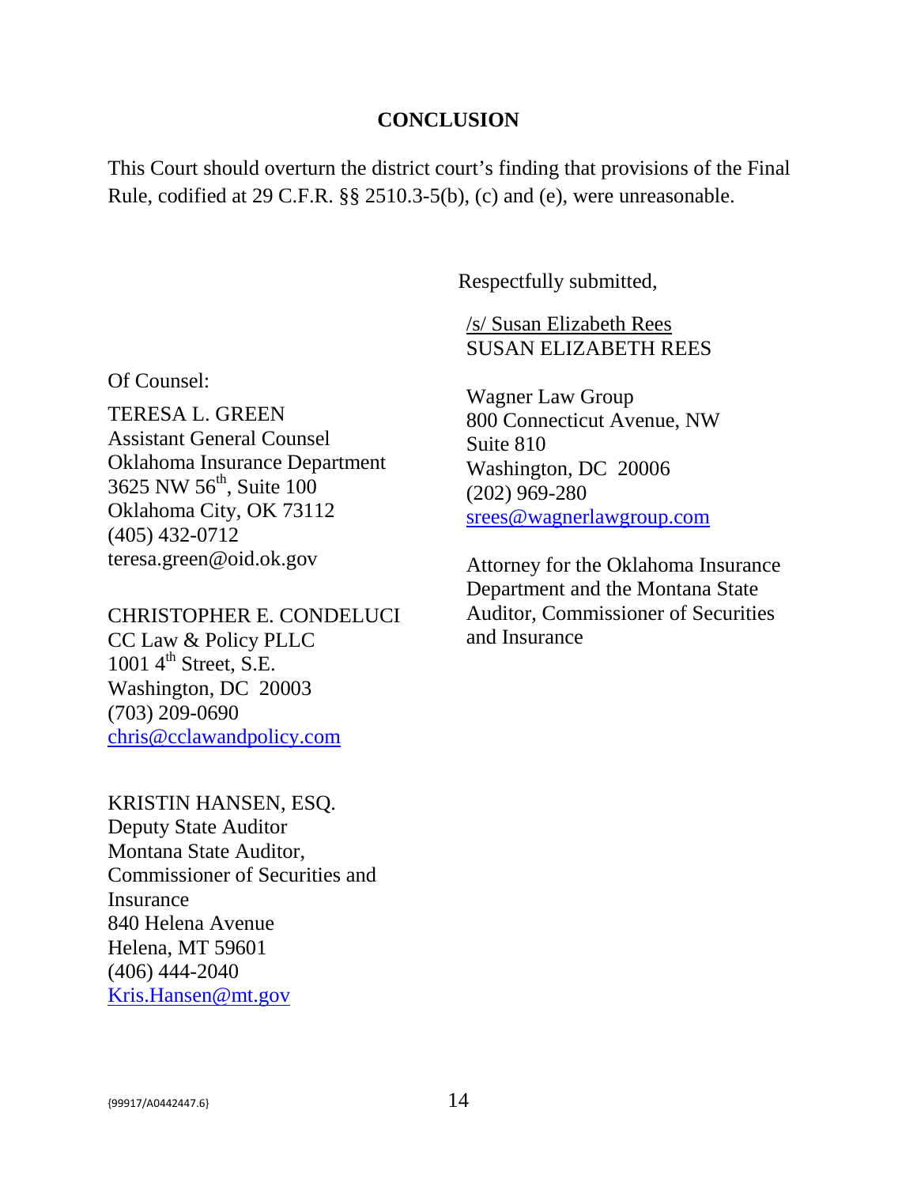## CONCLUSION

This Court should overturn the district court's finding that provisions of the Final Rule, codified at 29 C.F.R. §§ 2510.3-5(b), (c) and (e), were unreasonable.

Respectfully submitted,

/s/ Susan Elizabeth Rees
SUSAN ELIZABETH REES

Wagner Law Group
800 Connecticut Avenue, NW
Suite 810
Washington, DC 20006
(202) 969-280
srees@wagnerlawgroup.com

Attorney for the Oklahoma Insurance Department and the Montana State Auditor, Commissioner of Securities and Insurance

Of Counsel:

TERESA L. GREEN
Assistant General Counsel
Oklahoma Insurance Department
3625 NW 56th, Suite 100
Oklahoma City, OK 73112
(405) 432-0712
teresa.green@oid.ok.gov

CHRISTOPHER E. CONDELUCI
CC Law & Policy PLLC
1001 4th Street, S.E.
Washington, DC 20003
(703) 209-0690
chris@cclawandpolicy.com

KRISTIN HANSEN, ESQ.
Deputy State Auditor
Montana State Auditor,
Commissioner of Securities and Insurance
840 Helena Avenue
Helena, MT 59601
(406) 444-2040
Kris.Hansen@mt.gov

{99917/A0442447.6}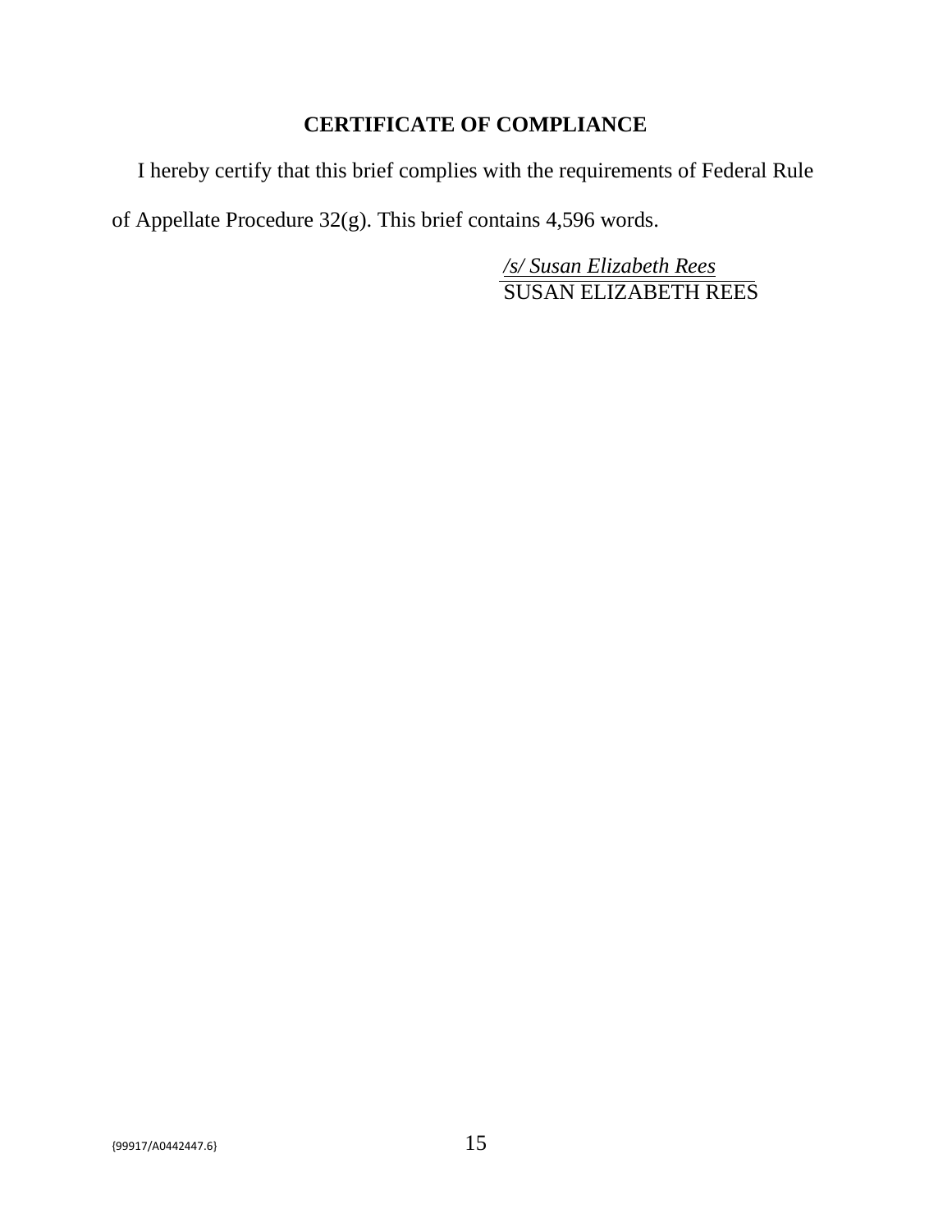## CERTIFICATE OF COMPLIANCE

I hereby certify that this brief complies with the requirements of Federal Rule of Appellate Procedure 32(g). This brief contains 4,596 words.

*/s/ Susan Elizabeth Rees*
SUSAN ELIZABETH REES

{99917/A0442447.6}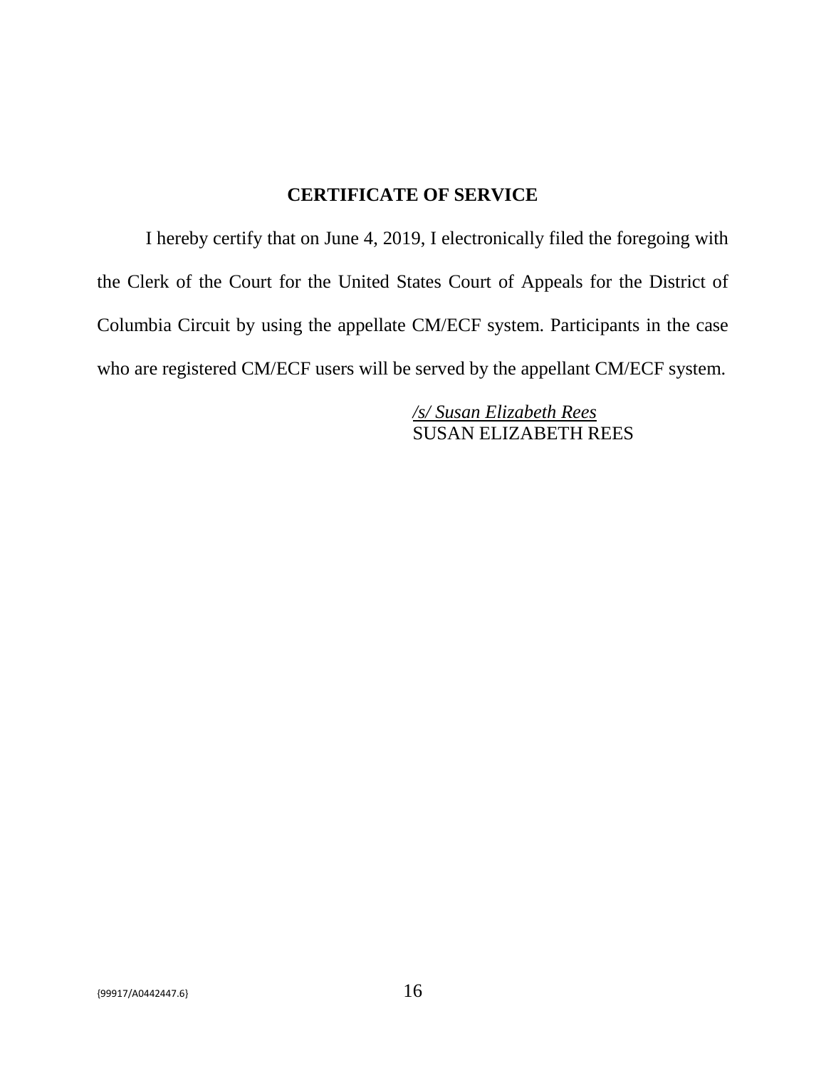## CERTIFICATE OF SERVICE

I hereby certify that on June 4, 2019, I electronically filed the foregoing with the Clerk of the Court for the United States Court of Appeals for the District of Columbia Circuit by using the appellate CM/ECF system. Participants in the case who are registered CM/ECF users will be served by the appellant CM/ECF system.

*/s/ Susan Elizabeth Rees*
SUSAN ELIZABETH REES

{99917/A0442447.6}